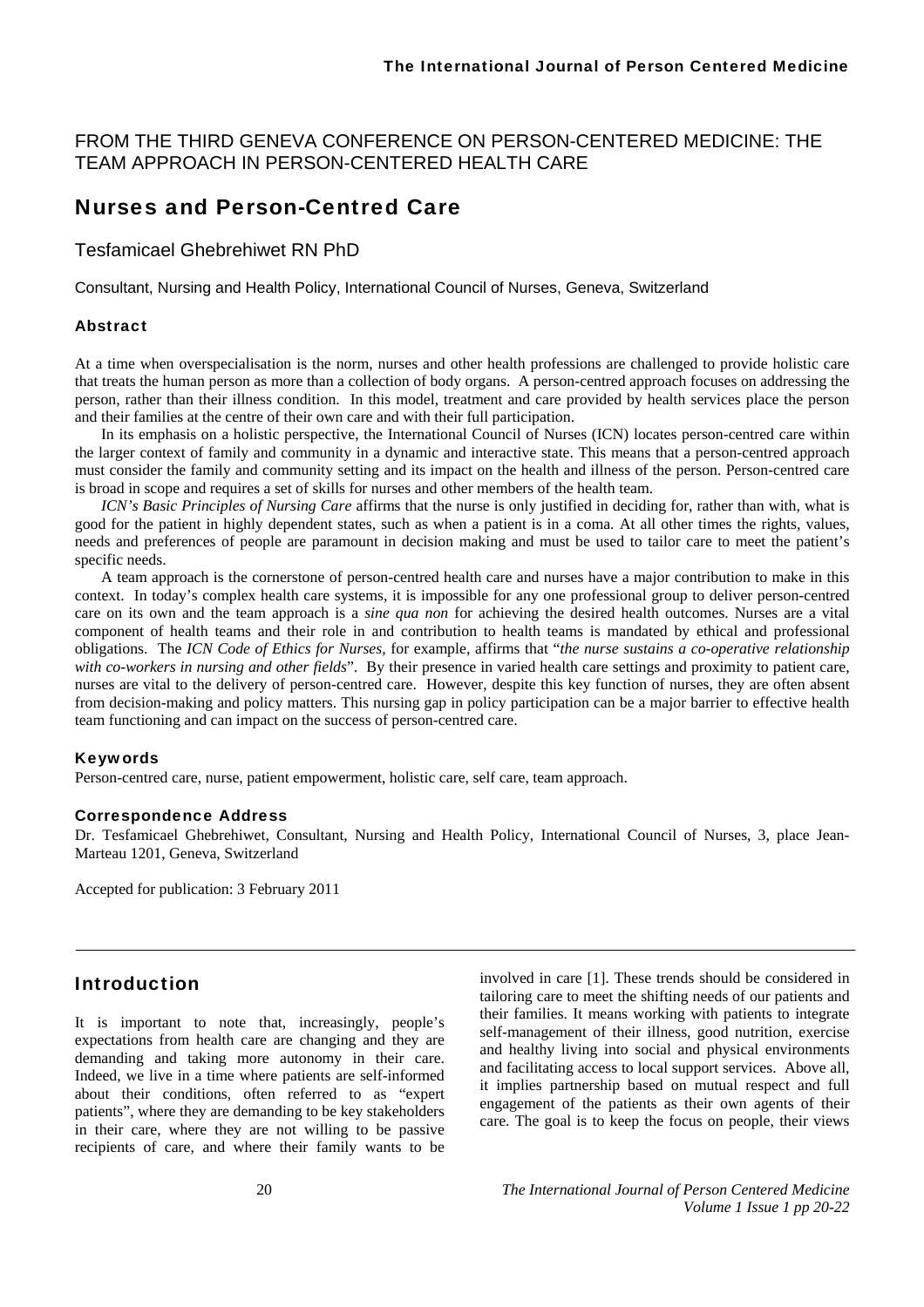FROM THE THIRD GENEVA CONFERENCE ON PERSON-CENTERED MEDICINE: THE TEAM APPROACH IN PERSON-CENTERED HEALTH CARE

# Nurses and Person-Centred Care

Tesfamicael Ghebrehiwet RN PhD

Consultant, Nursing and Health Policy, International Council of Nurses, Geneva, Switzerland

### Abstract

At a time when overspecialisation is the norm, nurses and other health professions are challenged to provide holistic care that treats the human person as more than a collection of body organs. A person-centred approach focuses on addressing the person, rather than their illness condition. In this model, treatment and care provided by health services place the person and their families at the centre of their own care and with their full participation.

In its emphasis on a holistic perspective, the International Council of Nurses (ICN) locates person-centred care within the larger context of family and community in a dynamic and interactive state. This means that a person-centred approach must consider the family and community setting and its impact on the health and illness of the person. Person-centred care is broad in scope and requires a set of skills for nurses and other members of the health team.

*ICN's Basic Principles of Nursing Care* affirms that the nurse is only justified in deciding for, rather than with, what is good for the patient in highly dependent states, such as when a patient is in a coma. At all other times the rights, values, needs and preferences of people are paramount in decision making and must be used to tailor care to meet the patient's specific needs.

A team approach is the cornerstone of person-centred health care and nurses have a major contribution to make in this context. In today's complex health care systems, it is impossible for any one professional group to deliver person-centred care on its own and the team approach is a *sine qua non* for achieving the desired health outcomes. Nurses are a vital component of health teams and their role in and contribution to health teams is mandated by ethical and professional obligations. The *ICN Code of Ethics for Nurses,* for example, affirms that "*the nurse sustains a co-operative relationship with co-workers in nursing and other fields*". By their presence in varied health care settings and proximity to patient care, nurses are vital to the delivery of person-centred care. However, despite this key function of nurses, they are often absent from decision-making and policy matters. This nursing gap in policy participation can be a major barrier to effective health team functioning and can impact on the success of person-centred care.

### Keywords

Person-centred care, nurse, patient empowerment, holistic care, self care, team approach.

### Correspondence Address

Dr. Tesfamicael Ghebrehiwet, Consultant, Nursing and Health Policy, International Council of Nurses, 3, place Jean-Marteau 1201, Geneva, Switzerland

Accepted for publication: 3 February 2011

## Introduction

It is important to note that, increasingly, people's expectations from health care are changing and they are demanding and taking more autonomy in their care. Indeed, we live in a time where patients are self-informed about their conditions, often referred to as "expert patients", where they are demanding to be key stakeholders in their care, where they are not willing to be passive recipients of care, and where their family wants to be involved in care [1]. These trends should be considered in tailoring care to meet the shifting needs of our patients and their families. It means working with patients to integrate self-management of their illness, good nutrition, exercise and healthy living into social and physical environments and facilitating access to local support services. Above all, it implies partnership based on mutual respect and full engagement of the patients as their own agents of their care. The goal is to keep the focus on people, their views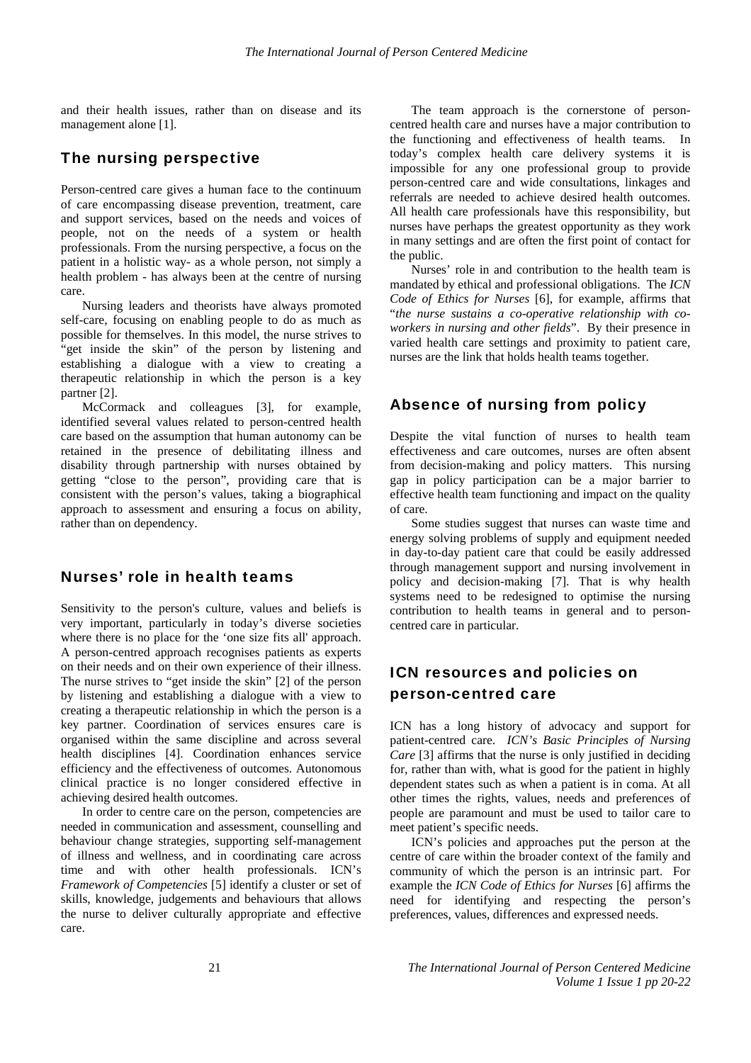and their health issues, rather than on disease and its management alone [1].

## The nursing perspective

Person-centred care gives a human face to the continuum of care encompassing disease prevention, treatment, care and support services, based on the needs and voices of people, not on the needs of a system or health professionals. From the nursing perspective, a focus on the patient in a holistic way- as a whole person, not simply a health problem - has always been at the centre of nursing care.

Nursing leaders and theorists have always promoted self-care, focusing on enabling people to do as much as possible for themselves. In this model, the nurse strives to "get inside the skin" of the person by listening and establishing a dialogue with a view to creating a therapeutic relationship in which the person is a key partner [2].

McCormack and colleagues [3], for example, identified several values related to person-centred health care based on the assumption that human autonomy can be retained in the presence of debilitating illness and disability through partnership with nurses obtained by getting "close to the person", providing care that is consistent with the person's values, taking a biographical approach to assessment and ensuring a focus on ability, rather than on dependency.

## Nurses' role in health teams

Sensitivity to the person's culture, values and beliefs is very important, particularly in today's diverse societies where there is no place for the 'one size fits all' approach. A person-centred approach recognises patients as experts on their needs and on their own experience of their illness. The nurse strives to "get inside the skin" [2] of the person by listening and establishing a dialogue with a view to creating a therapeutic relationship in which the person is a key partner. Coordination of services ensures care is organised within the same discipline and across several health disciplines [4]. Coordination enhances service efficiency and the effectiveness of outcomes. Autonomous clinical practice is no longer considered effective in achieving desired health outcomes.

In order to centre care on the person, competencies are needed in communication and assessment, counselling and behaviour change strategies, supporting self-management of illness and wellness, and in coordinating care across time and with other health professionals. ICN's *Framework of Competencies* [5] identify a cluster or set of skills, knowledge, judgements and behaviours that allows the nurse to deliver culturally appropriate and effective care.

The team approach is the cornerstone of person-centred health care and nurses have a major contribution to the functioning and effectiveness of health teams. In today's complex health care delivery systems it is impossible for any one professional group to provide person-centred care and wide consultations, linkages and referrals are needed to achieve desired health outcomes. All health care professionals have this responsibility, but nurses have perhaps the greatest opportunity as they work in many settings and are often the first point of contact for the public.

Nurses' role in and contribution to the health team is mandated by ethical and professional obligations. The *ICN Code of Ethics for Nurses* [6], for example, affirms that "*the nurse sustains a co-operative relationship with co-workers in nursing and other fields*". By their presence in varied health care settings and proximity to patient care, nurses are the link that holds health teams together.

## Absence of nursing from policy

Despite the vital function of nurses to health team effectiveness and care outcomes, nurses are often absent from decision-making and policy matters. This nursing gap in policy participation can be a major barrier to effective health team functioning and impact on the quality of care.

Some studies suggest that nurses can waste time and energy solving problems of supply and equipment needed in day-to-day patient care that could be easily addressed through management support and nursing involvement in policy and decision-making [7]. That is why health systems need to be redesigned to optimise the nursing contribution to health teams in general and to person-centred care in particular.

## ICN resources and policies on person-centred care

ICN has a long history of advocacy and support for patient-centred care. *ICN's Basic Principles of Nursing Care* [3] affirms that the nurse is only justified in deciding for, rather than with, what is good for the patient in highly dependent states such as when a patient is in coma. At all other times the rights, values, needs and preferences of people are paramount and must be used to tailor care to meet patient's specific needs.

ICN's policies and approaches put the person at the centre of care within the broader context of the family and community of which the person is an intrinsic part. For example the *ICN Code of Ethics for Nurses* [6] affirms the need for identifying and respecting the person's preferences, values, differences and expressed needs.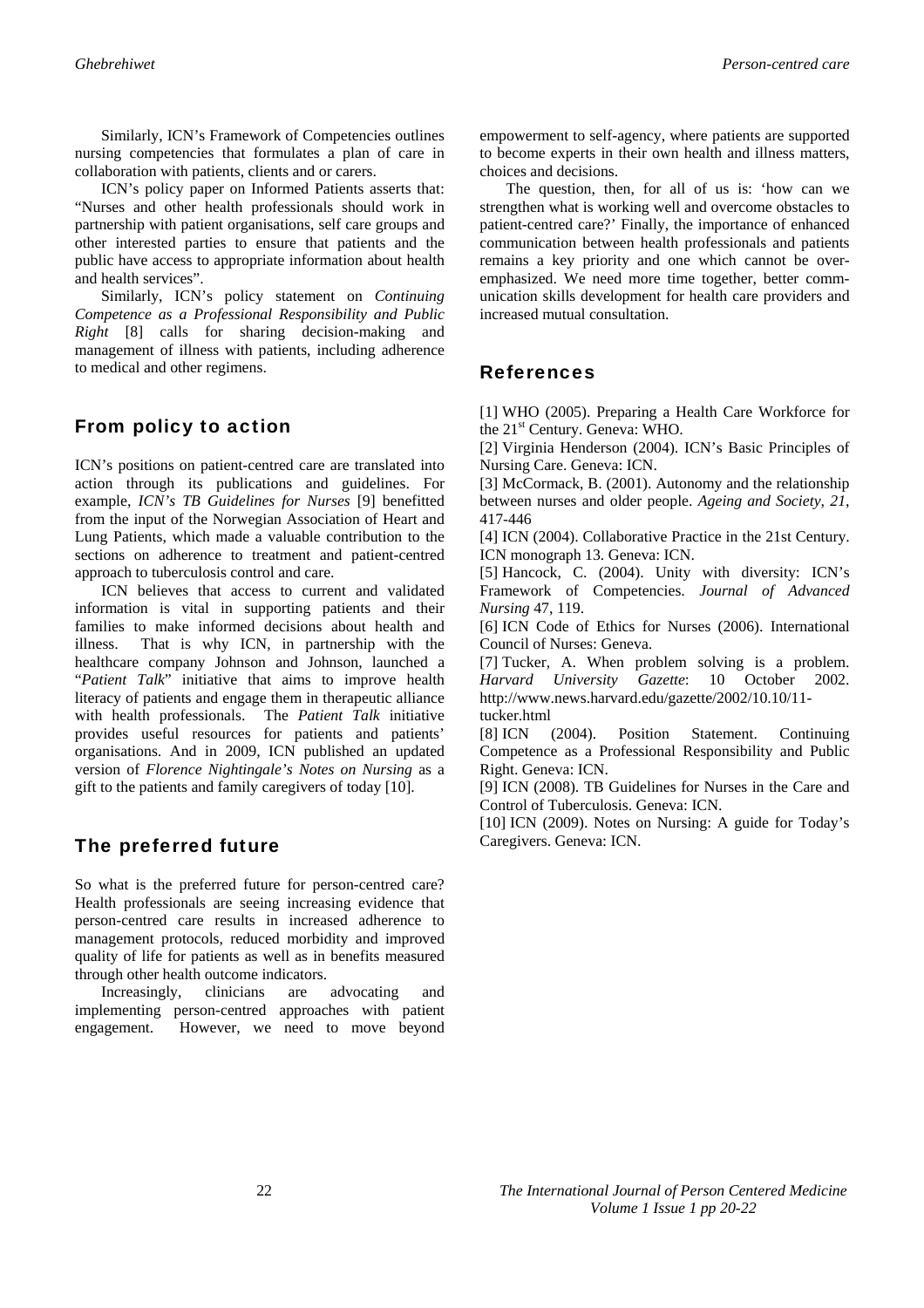Similarly, ICN's Framework of Competencies outlines nursing competencies that formulates a plan of care in collaboration with patients, clients and or carers.

ICN's policy paper on Informed Patients asserts that: "Nurses and other health professionals should work in partnership with patient organisations, self care groups and other interested parties to ensure that patients and the public have access to appropriate information about health and health services".

Similarly, ICN's policy statement on *Continuing Competence as a Professional Responsibility and Public Right* [8] calls for sharing decision-making and management of illness with patients, including adherence to medical and other regimens.

## From policy to action

ICN's positions on patient-centred care are translated into action through its publications and guidelines. For example, *ICN's TB Guidelines for Nurses* [9] benefitted from the input of the Norwegian Association of Heart and Lung Patients, which made a valuable contribution to the sections on adherence to treatment and patient-centred approach to tuberculosis control and care.

ICN believes that access to current and validated information is vital in supporting patients and their families to make informed decisions about health and illness. That is why ICN, in partnership with the healthcare company Johnson and Johnson, launched a "*Patient Talk*" initiative that aims to improve health literacy of patients and engage them in therapeutic alliance with health professionals. The *Patient Talk* initiative provides useful resources for patients and patients' organisations. And in 2009, ICN published an updated version of *Florence Nightingale's Notes on Nursing* as a gift to the patients and family caregivers of today [10].

## The preferred future

So what is the preferred future for person-centred care? Health professionals are seeing increasing evidence that person-centred care results in increased adherence to management protocols, reduced morbidity and improved quality of life for patients as well as in benefits measured through other health outcome indicators.

Increasingly, clinicians are advocating and implementing person-centred approaches with patient engagement. However, we need to move beyond empowerment to self-agency, where patients are supported to become experts in their own health and illness matters, choices and decisions.

The question, then, for all of us is: 'how can we strengthen what is working well and overcome obstacles to patient-centred care?' Finally, the importance of enhanced communication between health professionals and patients remains a key priority and one which cannot be over-emphasized. We need more time together, better communication skills development for health care providers and increased mutual consultation.

## References

[1] WHO (2005). Preparing a Health Care Workforce for the 21st Century. Geneva: WHO.

[2] Virginia Henderson (2004). ICN's Basic Principles of Nursing Care. Geneva: ICN.

[3] McCormack, B. (2001). Autonomy and the relationship between nurses and older people. *Ageing and Society, 21*, 417-446

[4] ICN (2004). Collaborative Practice in the 21st Century. ICN monograph 13. Geneva: ICN.

[5] Hancock, C. (2004). Unity with diversity: ICN's Framework of Competencies. *Journal of Advanced Nursing* 47, 119.

[6] ICN Code of Ethics for Nurses (2006). International Council of Nurses: Geneva.

[7] Tucker, A. When problem solving is a problem. *Harvard University Gazette*: 10 October 2002. http://www.news.harvard.edu/gazette/2002/10.10/11-tucker.html

[8] ICN (2004). Position Statement. Continuing Competence as a Professional Responsibility and Public Right. Geneva: ICN.

[9] ICN (2008). TB Guidelines for Nurses in the Care and Control of Tuberculosis. Geneva: ICN.

[10] ICN (2009). Notes on Nursing: A guide for Today's Caregivers. Geneva: ICN.